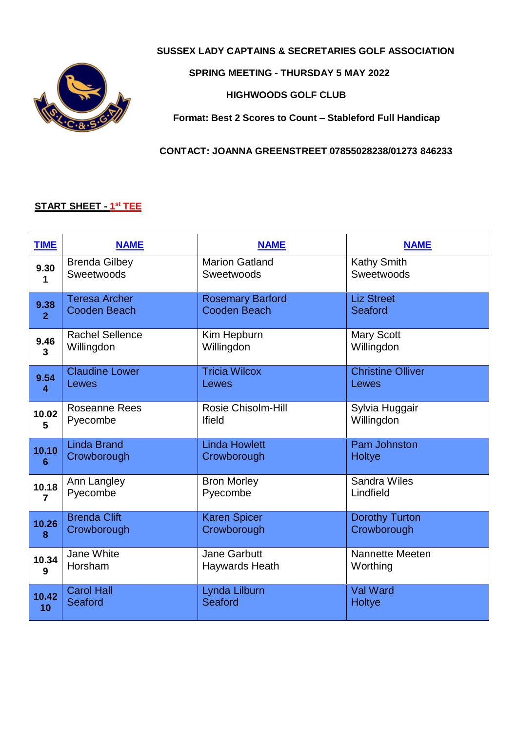**SUSSEX LADY CAPTAINS & SECRETARIES GOLF ASSOCIATION**

**SPRING MEETING - THURSDAY 5 MAY 2022**

**HIGHWOODS GOLF CLUB**

**Format: Best 2 Scores to Count – Stableford Full Handicap**

**CONTACT: JOANNA GREENSTREET 07855028238/01273 846233**

**START SHEET - 1st TEE**

| TIME | NAME | NAME | NAME |
|---|---|---|---|
| **9.30** **1** | Brenda Gilbey Sweetwoods | Marion Gatland Sweetwoods | Kathy Smith Sweetwoods |
| **9.38** **2** | Teresa Archer Cooden Beach | Rosemary Barford Cooden Beach | Liz Street Seaford |
| **9.46** **3** | Rachel Sellence Willingdon | Kim Hepburn Willingdon | Mary Scott Willingdon |
| **9.54** **4** | Claudine Lower Lewes | Tricia Wilcox Lewes | Christine Olliver Lewes |
| **10.02** **5** | Roseanne Rees Pyecombe | Rosie Chisolm-Hill Ifield | Sylvia Huggair Willingdon |
| **10.10** **6** | Linda Brand Crowborough | Linda Howlett Crowborough | Pam Johnston Holtye |
| **10.18** **7** | Ann Langley Pyecombe | Bron Morley Pyecombe | Sandra Wiles Lindfield |
| **10.26** **8** | Brenda Clift Crowborough | Karen Spicer Crowborough | Dorothy Turton Crowborough |
| **10.34** **9** | Jane White Horsham | Jane Garbutt Haywards Heath | Nannette Meeten Worthing |
| **10.42** **10** | Carol Hall Seaford | Lynda Lilburn Seaford | Val Ward Holtye |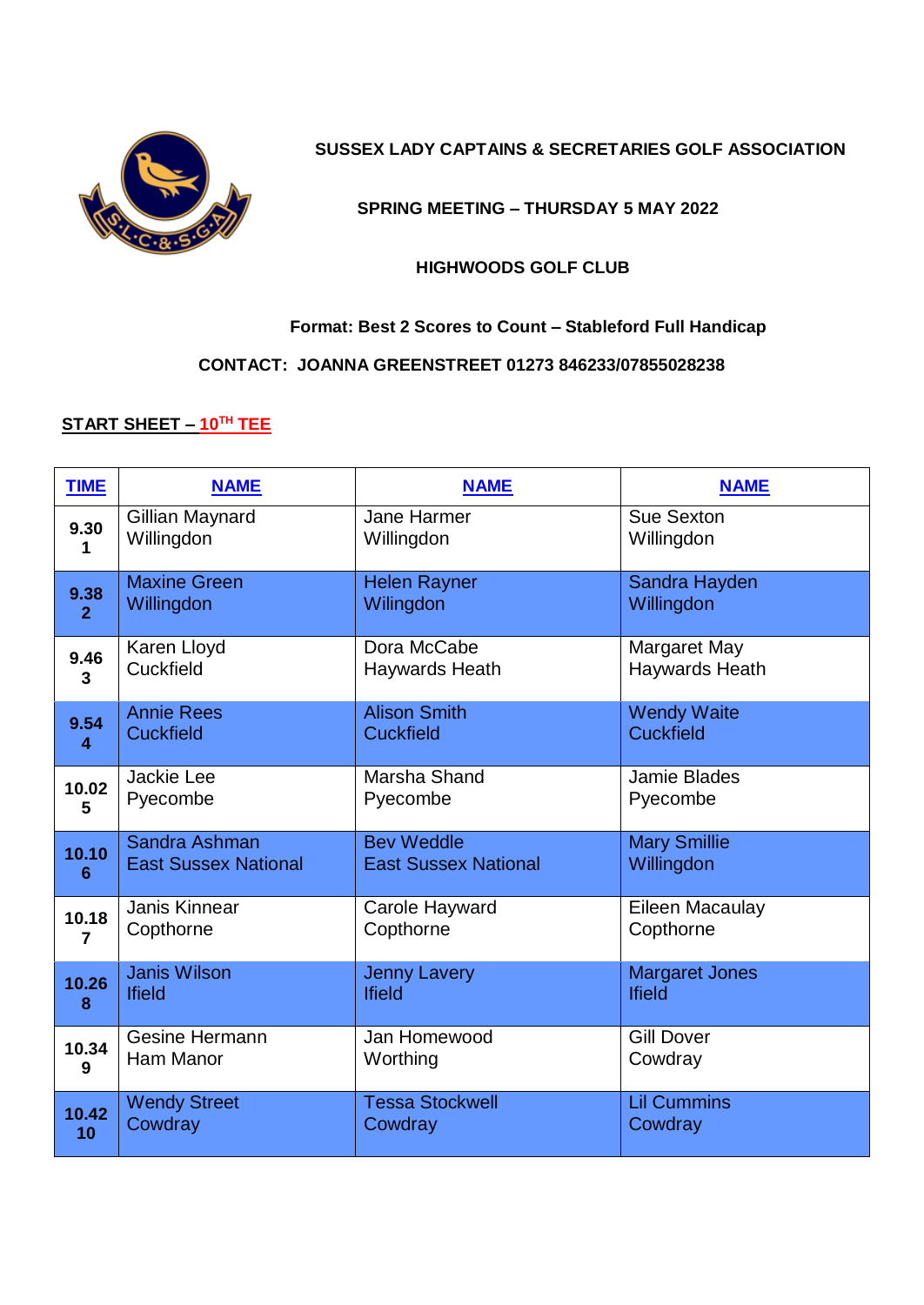**SUSSEX LADY CAPTAINS & SECRETARIES GOLF ASSOCIATION**

**SPRING MEETING – THURSDAY 5 MAY 2022**

**HIGHWOODS GOLF CLUB**

**Format: Best 2 Scores to Count – Stableford Full Handicap**

**CONTACT: JOANNA GREENSTREET 01273 846233/07855028238**

**START SHEET – 10TH TEE**

| TIME | NAME | NAME | NAME |
|---|---|---|---|
| **9.30** **1** | Gillian Maynard Willingdon | Jane Harmer Willingdon | Sue Sexton Willingdon |
| **9.38** **2** | Maxine Green Willingdon | Helen Rayner Wilingdon | Sandra Hayden Willingdon |
| **9.46** **3** | Karen Lloyd Cuckfield | Dora McCabe Haywards Heath | Margaret May Haywards Heath |
| **9.54** **4** | Annie Rees Cuckfield | Alison Smith Cuckfield | Wendy Waite Cuckfield |
| **10.02** **5** | Jackie Lee Pyecombe | Marsha Shand Pyecombe | Jamie Blades Pyecombe |
| **10.10** **6** | Sandra Ashman East Sussex National | Bev Weddle East Sussex National | Mary Smillie Willingdon |
| **10.18** **7** | Janis Kinnear Copthorne | Carole Hayward Copthorne | Eileen Macaulay Copthorne |
| **10.26** **8** | Janis Wilson Ifield | Jenny Lavery Ifield | Margaret Jones Ifield |
| **10.34** **9** | Gesine Hermann Ham Manor | Jan Homewood Worthing | Gill Dover Cowdray |
| **10.42** **10** | Wendy Street Cowdray | Tessa Stockwell Cowdray | Lil Cummins Cowdray |